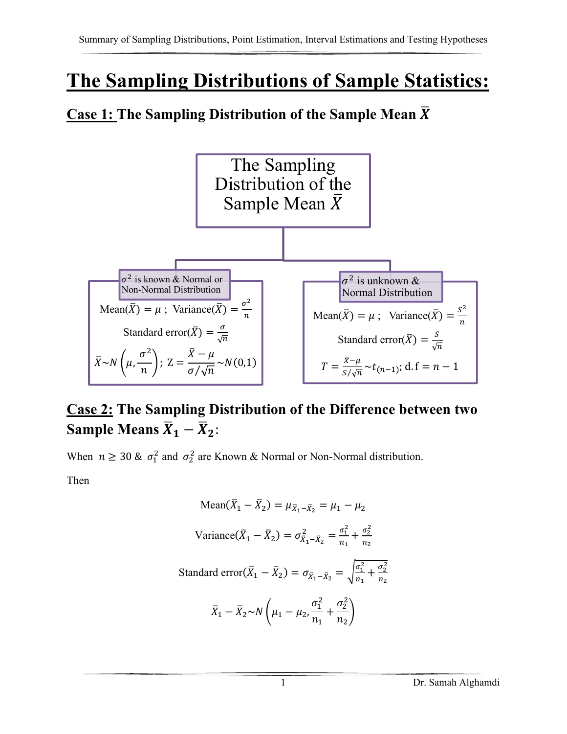# The Sampling Distributions of Sample Statistics:

## Case 1: The Sampling Distribution of the Sample Mean $\bar{X}$

The Sampling Distribution of the Sample Mean $\bar{X}$

**$\sigma^2$ is known & Normal or Non-Normal Distribution**

$\text{Mean}(\bar{X}) = \mu$ ; $\text{Variance}(\bar{X}) = \frac{\sigma^2}{n}$

$\text{Standard error}(\bar{X}) = \frac{\sigma}{\sqrt{n}}$

$\bar{X} \sim N\left(\mu, \frac{\sigma^2}{n}\right)$; $Z = \frac{\bar{X} - \mu}{\sigma/\sqrt{n}} \sim N(0,1)$

**$\sigma^2$ is unknown & Normal Distribution**

$\text{Mean}(\bar{X}) = \mu$ ; $\text{Variance}(\bar{X}) = \frac{S^2}{n}$

$\text{Standard error}(\bar{X}) = \frac{S}{\sqrt{n}}$

$T = \frac{\bar{X} - \mu}{S/\sqrt{n}} \sim t_{(n-1)}$; d.f $= n - 1$

## Case 2: The Sampling Distribution of the Difference between two Sample Means $\bar{X}_1 - \bar{X}_2$:

When $n \geq 30$ & $\sigma_1^2$ and $\sigma_2^2$ are Known & Normal or Non-Normal distribution.

Then

$$\text{Mean}(\bar{X}_1 - \bar{X}_2) = \mu_{\bar{X}_1 - \bar{X}_2} = \mu_1 - \mu_2$$

$$\text{Variance}(\bar{X}_1 - \bar{X}_2) = \sigma^2_{\bar{X}_1 - \bar{X}_2} = \frac{\sigma_1^2}{n_1} + \frac{\sigma_2^2}{n_2}$$

$$\text{Standard error}(\bar{X}_1 - \bar{X}_2) = \sigma_{\bar{X}_1 - \bar{X}_2} = \sqrt{\frac{\sigma_1^2}{n_1} + \frac{\sigma_2^2}{n_2}}$$

$$\bar{X}_1 - \bar{X}_2 \sim N\left(\mu_1 - \mu_2, \frac{\sigma_1^2}{n_1} + \frac{\sigma_2^2}{n_2}\right)$$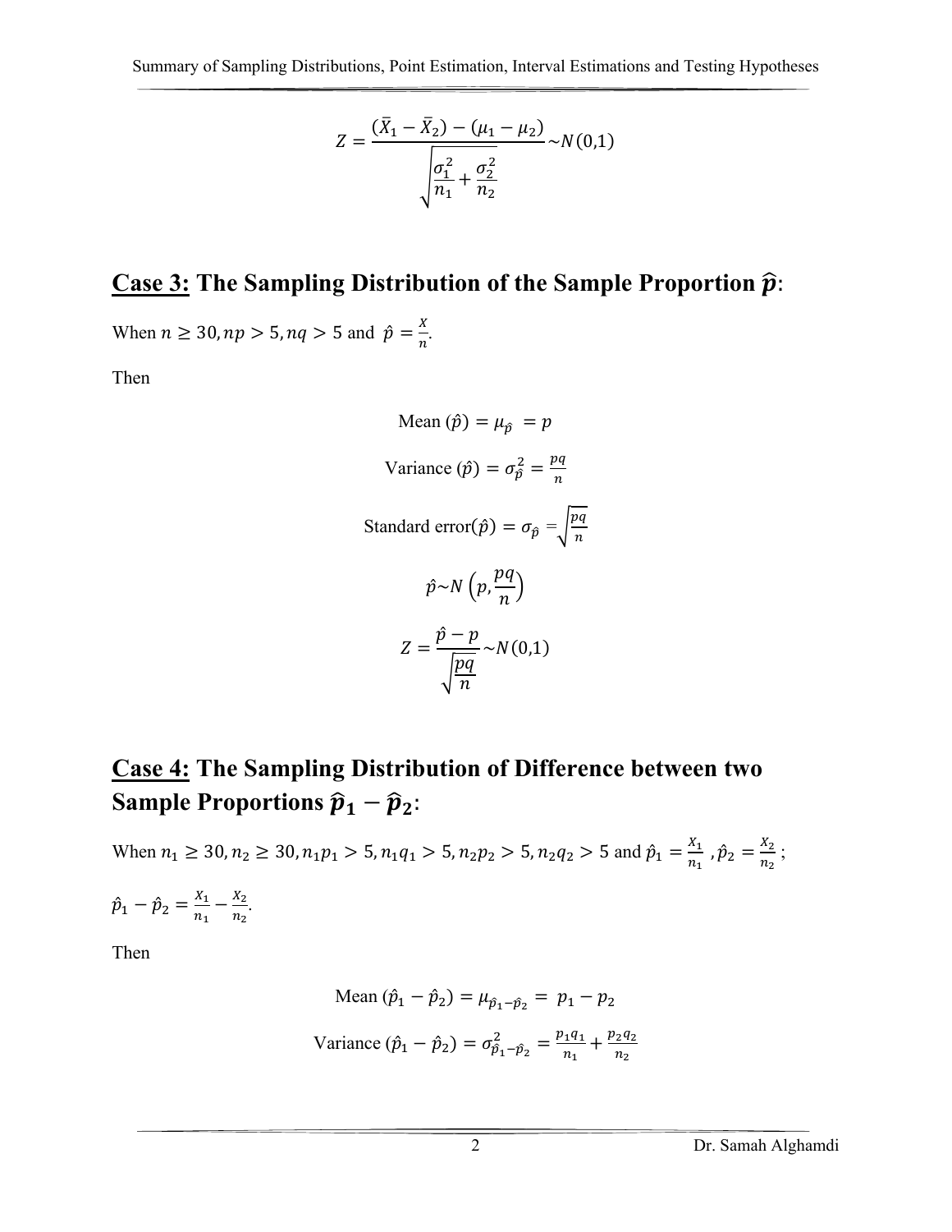$$Z = \frac{(\bar{X}_1 - \bar{X}_2) - (\mu_1 - \mu_2)}{\sqrt{\frac{\sigma_1^2}{n_1} + \frac{\sigma_2^2}{n_2}}} \sim N(0,1)$$

## **<u>Case 3:</u> The Sampling Distribution of the Sample Proportion $\hat{p}$:**

When $n \geq 30, np > 5, nq > 5$ and $\hat{p} = \frac{X}{n}$.

Then

$$\text{Mean } (\hat{p}) = \mu_{\hat{p}} = p$$

$$\text{Variance } (\hat{p}) = \sigma_{\hat{p}}^2 = \frac{pq}{n}$$

$$\text{Standard error}(\hat{p}) = \sigma_{\hat{p}} = \sqrt{\frac{pq}{n}}$$

$$\hat{p} \sim N\left(p, \frac{pq}{n}\right)$$

$$Z = \frac{\hat{p} - p}{\sqrt{\frac{pq}{n}}} \sim N(0,1)$$

## **<u>Case 4:</u> The Sampling Distribution of Difference between two Sample Proportions $\hat{p}_1 - \hat{p}_2$:**

When $n_1 \geq 30, n_2 \geq 30, n_1p_1 > 5, n_1q_1 > 5, n_2p_2 > 5, n_2q_2 > 5$ and $\hat{p}_1 = \frac{X_1}{n_1}$ , $\hat{p}_2 = \frac{X_2}{n_2}$ ;

$\hat{p}_1 - \hat{p}_2 = \frac{X_1}{n_1} - \frac{X_2}{n_2}$.

Then

$$\text{Mean } (\hat{p}_1 - \hat{p}_2) = \mu_{\hat{p}_1 - \hat{p}_2} = p_1 - p_2$$

$$\text{Variance } (\hat{p}_1 - \hat{p}_2) = \sigma_{\hat{p}_1 - \hat{p}_2}^2 = \frac{p_1q_1}{n_1} + \frac{p_2q_2}{n_2}$$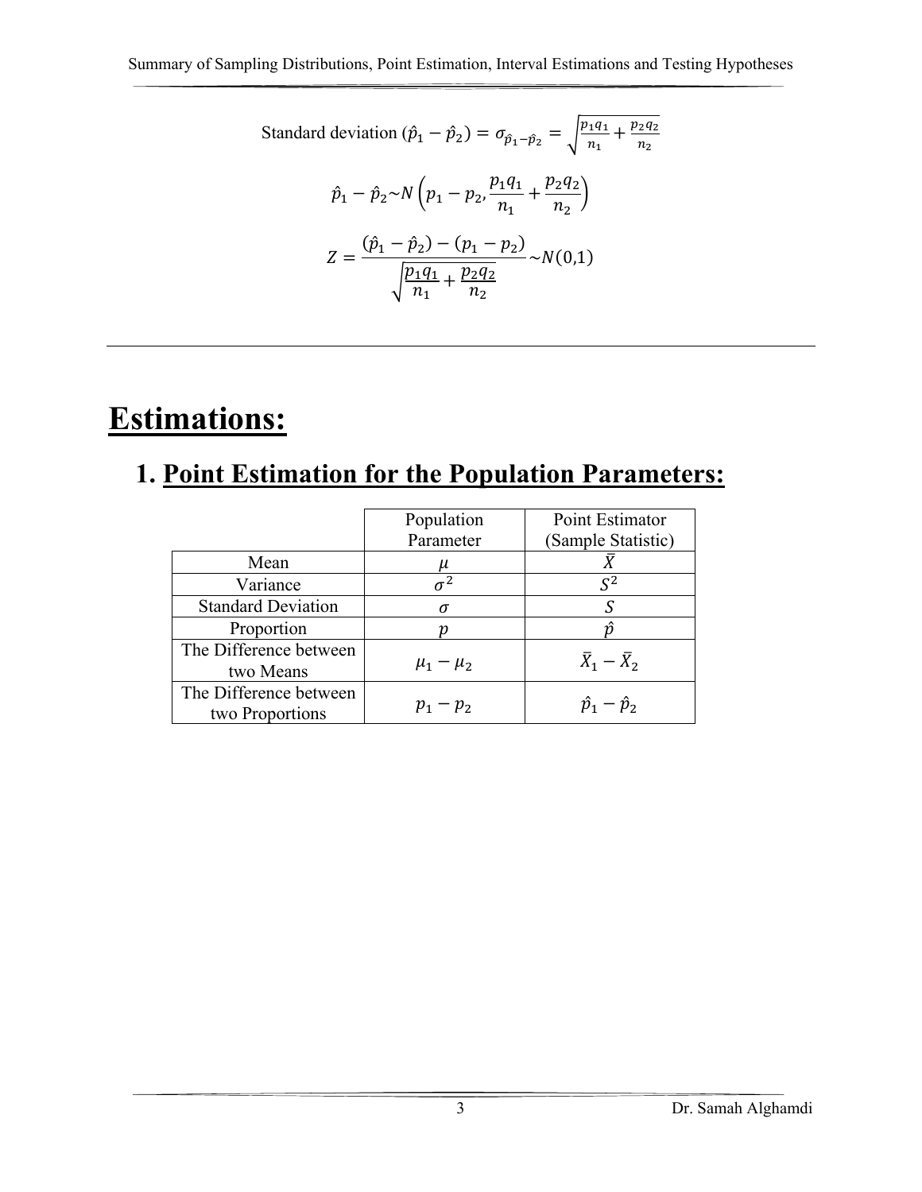$$\text{Standard deviation } (\hat{p}_1 - \hat{p}_2) = \sigma_{\hat{p}_1 - \hat{p}_2} = \sqrt{\frac{p_1 q_1}{n_1} + \frac{p_2 q_2}{n_2}}$$

$$\hat{p}_1 - \hat{p}_2 \sim N\left(p_1 - p_2, \frac{p_1 q_1}{n_1} + \frac{p_2 q_2}{n_2}\right)$$

$$Z = \frac{(\hat{p}_1 - \hat{p}_2) - (p_1 - p_2)}{\sqrt{\frac{p_1 q_1}{n_1} + \frac{p_2 q_2}{n_2}}} \sim N(0,1)$$

---

# Estimations:

## 1. Point Estimation for the Population Parameters:

| | Population Parameter | Point Estimator (Sample Statistic) |
|---|---|---|
| Mean | $\mu$ | $\bar{X}$ |
| Variance | $\sigma^2$ | $S^2$ |
| Standard Deviation | $\sigma$ | $S$ |
| Proportion | $p$ | $\hat{p}$ |
| The Difference between two Means | $\mu_1 - \mu_2$ | $\bar{X}_1 - \bar{X}_2$ |
| The Difference between two Proportions | $p_1 - p_2$ | $\hat{p}_1 - \hat{p}_2$ |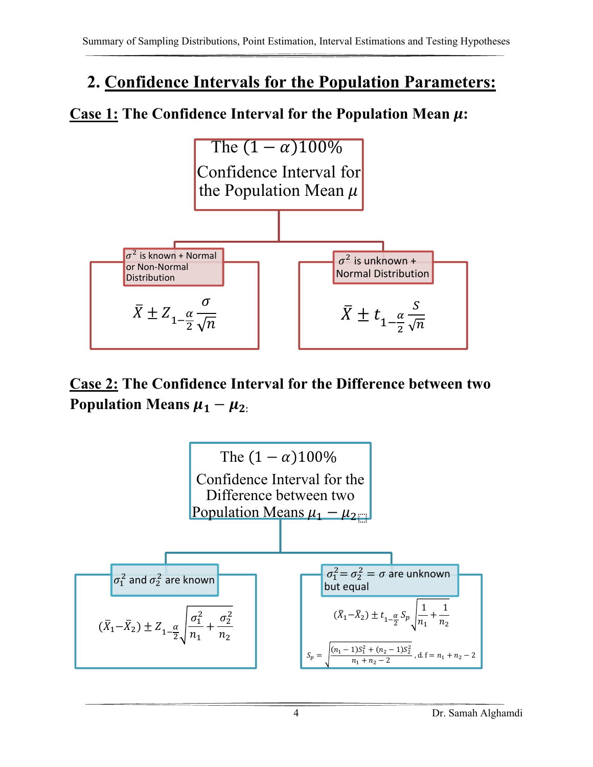## 2. Confidence Intervals for the Population Parameters:

**Case 1: The Confidence Interval for the Population Mean $\mu$:**

The $(1-\alpha)100\%$ Confidence Interval for the Population Mean $\mu$

- **$\sigma^2$ is known + Normal or Non-Normal Distribution**

$$\bar{X} \pm Z_{1-\frac{\alpha}{2}} \frac{\sigma}{\sqrt{n}}$$

- **$\sigma^2$ is unknown + Normal Distribution**

$$\bar{X} \pm t_{1-\frac{\alpha}{2}} \frac{S}{\sqrt{n}}$$

**Case 2: The Confidence Interval for the Difference between two Population Means $\mu_1 - \mu_2$:**

The $(1-\alpha)100\%$ Confidence Interval for the Difference between two Population Means $\mu_1 - \mu_2$

- **$\sigma_1^2$ and $\sigma_2^2$ are known**

$$(\bar{X}_1 - \bar{X}_2) \pm Z_{1-\frac{\alpha}{2}} \sqrt{\frac{\sigma_1^2}{n_1} + \frac{\sigma_2^2}{n_2}}$$

- **$\sigma_1^2 = \sigma_2^2 = \sigma$ are unknown but equal**

$$(\bar{X}_1 - \bar{X}_2) \pm t_{1-\frac{\alpha}{2}} S_p \sqrt{\frac{1}{n_1} + \frac{1}{n_2}}$$

$$S_p = \sqrt{\frac{(n_1-1)S_1^2 + (n_2-1)S_2^2}{n_1+n_2-2}}, \text{ d.f} = n_1 + n_2 - 2$$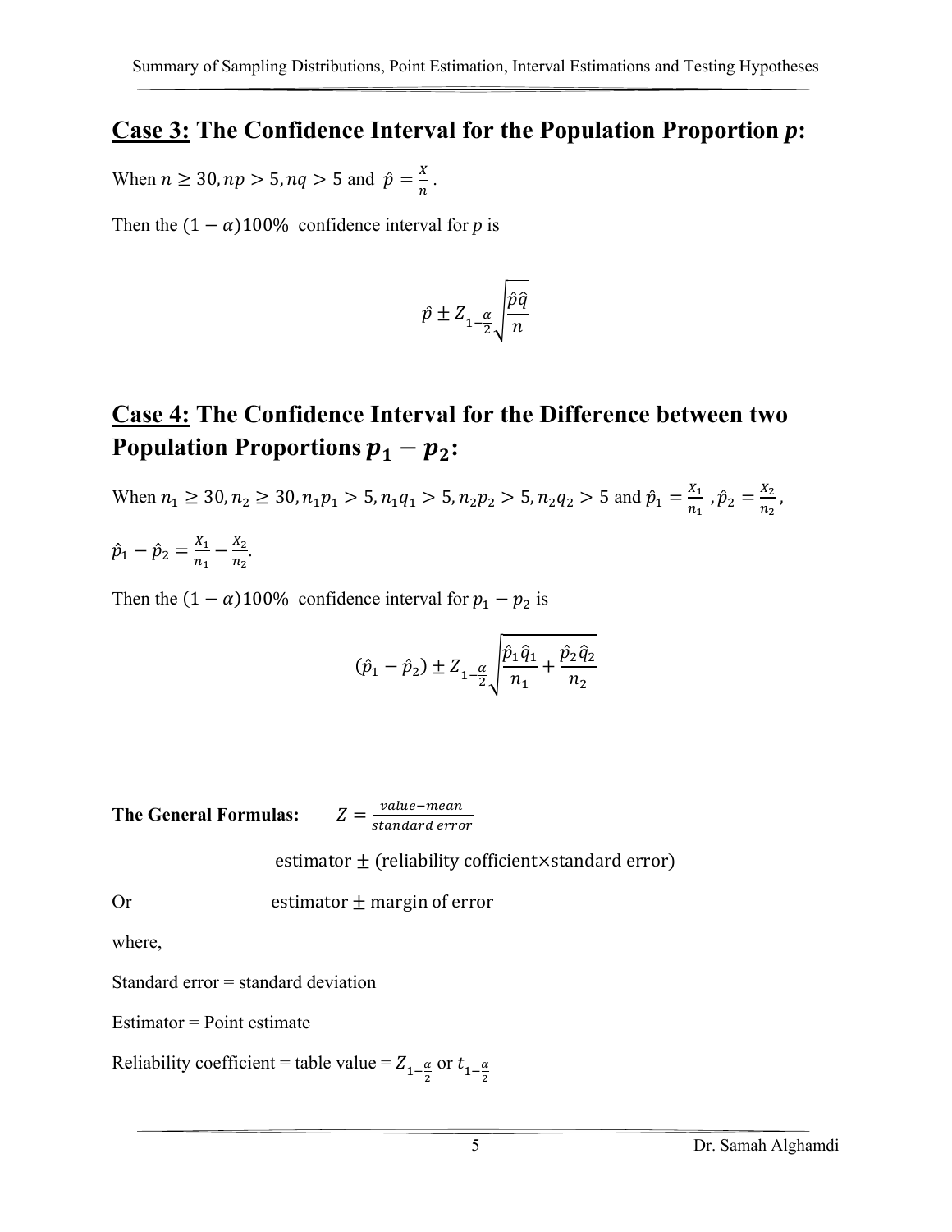## Case 3: The Confidence Interval for the Population Proportion *p*:

When $n \geq 30, np > 5, nq > 5$ and $\hat{p} = \frac{X}{n}$.

Then the $(1-\alpha)100\%$ confidence interval for *p* is

$$\hat{p} \pm Z_{1-\frac{\alpha}{2}} \sqrt{\frac{\hat{p}\hat{q}}{n}}$$

## Case 4: The Confidence Interval for the Difference between two Population Proportions $p_1 - p_2$:

When $n_1 \geq 30, n_2 \geq 30, n_1 p_1 > 5, n_1 q_1 > 5, n_2 p_2 > 5, n_2 q_2 > 5$ and $\hat{p}_1 = \frac{X_1}{n_1}, \hat{p}_2 = \frac{X_2}{n_2}$,

$\hat{p}_1 - \hat{p}_2 = \frac{X_1}{n_1} - \frac{X_2}{n_2}$.

Then the $(1-\alpha)100\%$ confidence interval for $p_1 - p_2$ is

$$(\hat{p}_1 - \hat{p}_2) \pm Z_{1-\frac{\alpha}{2}} \sqrt{\frac{\hat{p}_1\hat{q}_1}{n_1} + \frac{\hat{p}_2\hat{q}_2}{n_2}}$$

---

**The General Formulas:** $Z = \frac{value - mean}{standard\ error}$

$$\text{estimator} \pm (\text{reliability cofficient} \times \text{standard error})$$

Or

$$\text{estimator} \pm \text{margin of error}$$

where,

Standard error = standard deviation

Estimator = Point estimate

Reliability coefficient = table value = $Z_{1-\frac{\alpha}{2}}$ or $t_{1-\frac{\alpha}{2}}$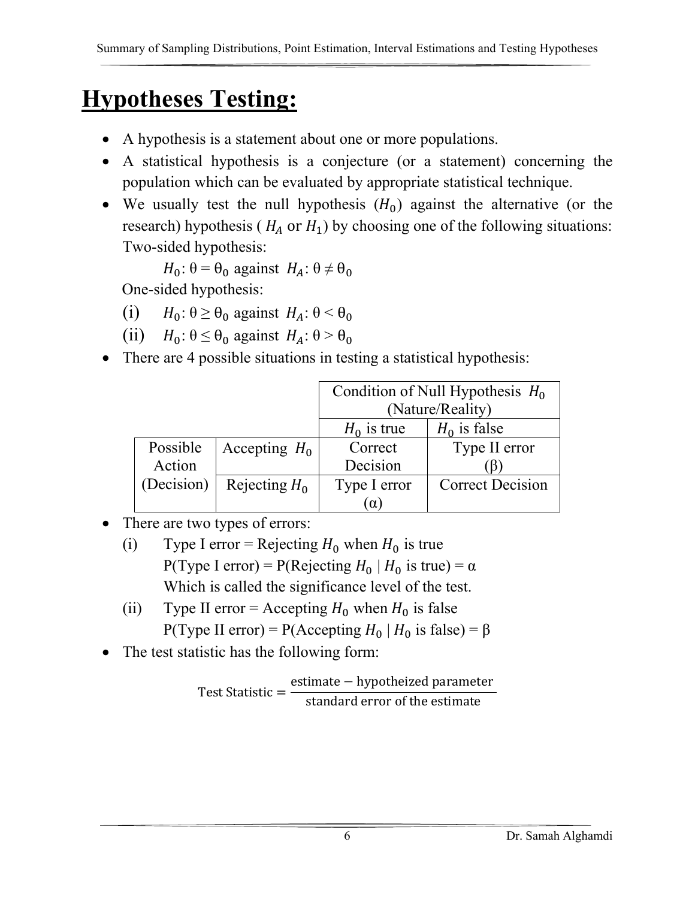# Hypotheses Testing:

- A hypothesis is a statement about one or more populations.
- A statistical hypothesis is a conjecture (or a statement) concerning the population which can be evaluated by appropriate statistical technique.
- We usually test the null hypothesis ($H_0$) against the alternative (or the research) hypothesis ( $H_A$ or $H_1$) by choosing one of the following situations:
  Two-sided hypothesis:

  $H_0: \theta = \theta_0$ against $H_A: \theta \neq \theta_0$

  One-sided hypothesis:

  (i) $H_0: \theta \geq \theta_0$ against $H_A: \theta < \theta_0$

  (ii) $H_0: \theta \leq \theta_0$ against $H_A: \theta > \theta_0$

- There are 4 possible situations in testing a statistical hypothesis:

| | | Condition of Null Hypothesis $H_0$ (Nature/Reality) | |
|---|---|---|---|
| | | $H_0$ is true | $H_0$ is false |
| Possible Action (Decision) | Accepting $H_0$ | Correct Decision | Type II error ($\beta$) |
| | Rejecting $H_0$ | Type I error ($\alpha$) | Correct Decision |

- There are two types of errors:
  (i) Type I error = Rejecting $H_0$ when $H_0$ is true
  P(Type I error) = P(Rejecting $H_0$ | $H_0$ is true) = $\alpha$
  Which is called the significance level of the test.
  (ii) Type II error = Accepting $H_0$ when $H_0$ is false
  P(Type II error) = P(Accepting $H_0$ | $H_0$ is false) = $\beta$
- The test statistic has the following form:

$$\text{Test Statistic} = \frac{\text{estimate} - \text{hypotheized parameter}}{\text{standard error of the estimate}}$$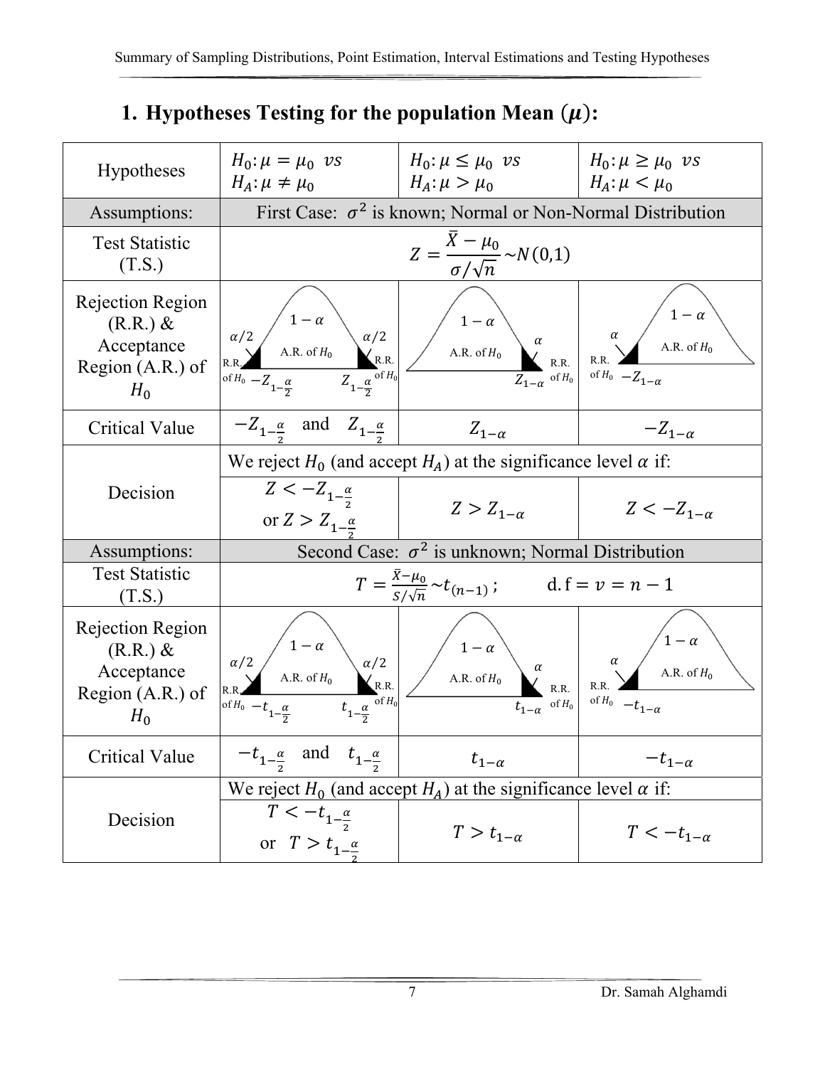## 1. Hypotheses Testing for the population Mean $(\mu)$:

| Hypotheses | $H_0: \mu = \mu_0 \ vs$ $H_A: \mu \neq \mu_0$ | $H_0: \mu \leq \mu_0 \ vs$ $H_A: \mu > \mu_0$ | $H_0: \mu \geq \mu_0 \ vs$ $H_A: \mu < \mu_0$ |
|---|---|---|---|
| Assumptions: | First Case: $\sigma^2$ is known; Normal or Non-Normal Distribution | | |
| Test Statistic (T.S.) | $Z = \frac{\bar{X} - \mu_0}{\sigma/\sqrt{n}} \sim N(0,1)$ | | |
| Rejection Region (R.R.) & Acceptance Region (A.R.) of $H_0$ | $1-\alpha$; A.R. of $H_0$; $\alpha/2$ R.R. of $H_0$ $-Z_{1-\frac{\alpha}{2}}$; $\alpha/2$ R.R. of $H_0$ $Z_{1-\frac{\alpha}{2}}$ | $1-\alpha$; A.R. of $H_0$; $\alpha$ R.R. of $H_0$ $Z_{1-\alpha}$ | $1-\alpha$; A.R. of $H_0$; $\alpha$ R.R. of $H_0$ $-Z_{1-\alpha}$ |
| Critical Value | $-Z_{1-\frac{\alpha}{2}}$ and $Z_{1-\frac{\alpha}{2}}$ | $Z_{1-\alpha}$ | $-Z_{1-\alpha}$ |
| Decision | We reject $H_0$ (and accept $H_A$) at the significance level $\alpha$ if: | | |
| | $Z < -Z_{1-\frac{\alpha}{2}}$ or $Z > Z_{1-\frac{\alpha}{2}}$ | $Z > Z_{1-\alpha}$ | $Z < -Z_{1-\alpha}$ |
| Assumptions: | Second Case: $\sigma^2$ is unknown; Normal Distribution | | |
| Test Statistic (T.S.) | $T = \frac{\bar{X} - \mu_0}{S/\sqrt{n}} \sim t_{(n-1)}$ ; $\quad$ d.f $= v = n - 1$ | | |
| Rejection Region (R.R.) & Acceptance Region (A.R.) of $H_0$ | $1-\alpha$; A.R. of $H_0$; $\alpha/2$ R.R. of $H_0$ $-t_{1-\frac{\alpha}{2}}$; $\alpha/2$ R.R. of $H_0$ $t_{1-\frac{\alpha}{2}}$ | $1-\alpha$; A.R. of $H_0$; $\alpha$ R.R. of $H_0$ $t_{1-\alpha}$ | $1-\alpha$; A.R. of $H_0$; $\alpha$ R.R. of $H_0$ $-t_{1-\alpha}$ |
| Critical Value | $-t_{1-\frac{\alpha}{2}}$ and $t_{1-\frac{\alpha}{2}}$ | $t_{1-\alpha}$ | $-t_{1-\alpha}$ |
| Decision | We reject $H_0$ (and accept $H_A$) at the significance level $\alpha$ if: | | |
| | $T < -t_{1-\frac{\alpha}{2}}$ or $T > t_{1-\frac{\alpha}{2}}$ | $T > t_{1-\alpha}$ | $T < -t_{1-\alpha}$ |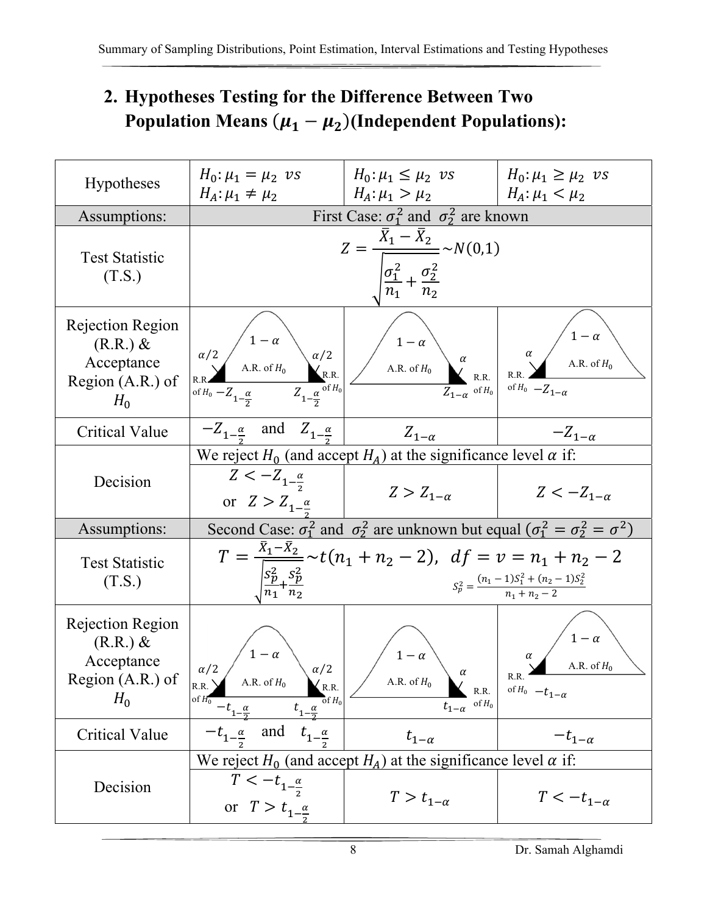## 2. Hypotheses Testing for the Difference Between Two Population Means $(\mu_1 - \mu_2)$(Independent Populations):

| Hypotheses | $H_0: \mu_1 = \mu_2$ vs $H_A: \mu_1 \neq \mu_2$ | $H_0: \mu_1 \leq \mu_2$ vs $H_A: \mu_1 > \mu_2$ | $H_0: \mu_1 \geq \mu_2$ vs $H_A: \mu_1 < \mu_2$ |
|---|---|---|---|
| Assumptions: | First Case: $\sigma_1^2$ and $\sigma_2^2$ are known | | |
| Test Statistic (T.S.) | $Z = \frac{\bar{X}_1 - \bar{X}_2}{\sqrt{\frac{\sigma_1^2}{n_1} + \frac{\sigma_2^2}{n_2}}} \sim N(0,1)$ | | |
| Rejection Region (R.R.) & Acceptance Region (A.R.) of $H_0$ | $1-\alpha$, A.R. of $H_0$; $\alpha/2$ R.R. of $H_0$ at $-Z_{1-\frac{\alpha}{2}}$; $\alpha/2$ R.R. of $H_0$ at $Z_{1-\frac{\alpha}{2}}$ | $1-\alpha$, A.R. of $H_0$; $\alpha$ R.R. of $H_0$ at $Z_{1-\alpha}$ | $1-\alpha$, A.R. of $H_0$; $\alpha$ R.R. of $H_0$ at $-Z_{1-\alpha}$ |
| Critical Value | $-Z_{1-\frac{\alpha}{2}}$ and $Z_{1-\frac{\alpha}{2}}$ | $Z_{1-\alpha}$ | $-Z_{1-\alpha}$ |
| Decision | We reject $H_0$ (and accept $H_A$) at the significance level $\alpha$ if: | | |
| | $Z < -Z_{1-\frac{\alpha}{2}}$ or $Z > Z_{1-\frac{\alpha}{2}}$ | $Z > Z_{1-\alpha}$ | $Z < -Z_{1-\alpha}$ |
| Assumptions: | Second Case: $\sigma_1^2$ and $\sigma_2^2$ are unknown but equal ($\sigma_1^2 = \sigma_2^2 = \sigma^2$) | | |
| Test Statistic (T.S.) | $T = \frac{\bar{X}_1 - \bar{X}_2}{\sqrt{\frac{S_p^2}{n_1} + \frac{S_p^2}{n_2}}} \sim t(n_1 + n_2 - 2),\ df = v = n_1 + n_2 - 2$; $S_p^2 = \frac{(n_1 - 1)S_1^2 + (n_2 - 1)S_2^2}{n_1 + n_2 - 2}$ | | |
| Rejection Region (R.R.) & Acceptance Region (A.R.) of $H_0$ | $1-\alpha$, A.R. of $H_0$; $\alpha/2$ R.R. of $H_0$ at $-t_{1-\frac{\alpha}{2}}$; $\alpha/2$ R.R. of $H_0$ at $t_{1-\frac{\alpha}{2}}$ | $1-\alpha$, A.R. of $H_0$; $\alpha$ R.R. of $H_0$ at $t_{1-\alpha}$ | $1-\alpha$, A.R. of $H_0$; $\alpha$ R.R. of $H_0$ at $-t_{1-\alpha}$ |
| Critical Value | $-t_{1-\frac{\alpha}{2}}$ and $t_{1-\frac{\alpha}{2}}$ | $t_{1-\alpha}$ | $-t_{1-\alpha}$ |
| Decision | We reject $H_0$ (and accept $H_A$) at the significance level $\alpha$ if: | | |
| | $T < -t_{1-\frac{\alpha}{2}}$ or $T > t_{1-\frac{\alpha}{2}}$ | $T > t_{1-\alpha}$ | $T < -t_{1-\alpha}$ |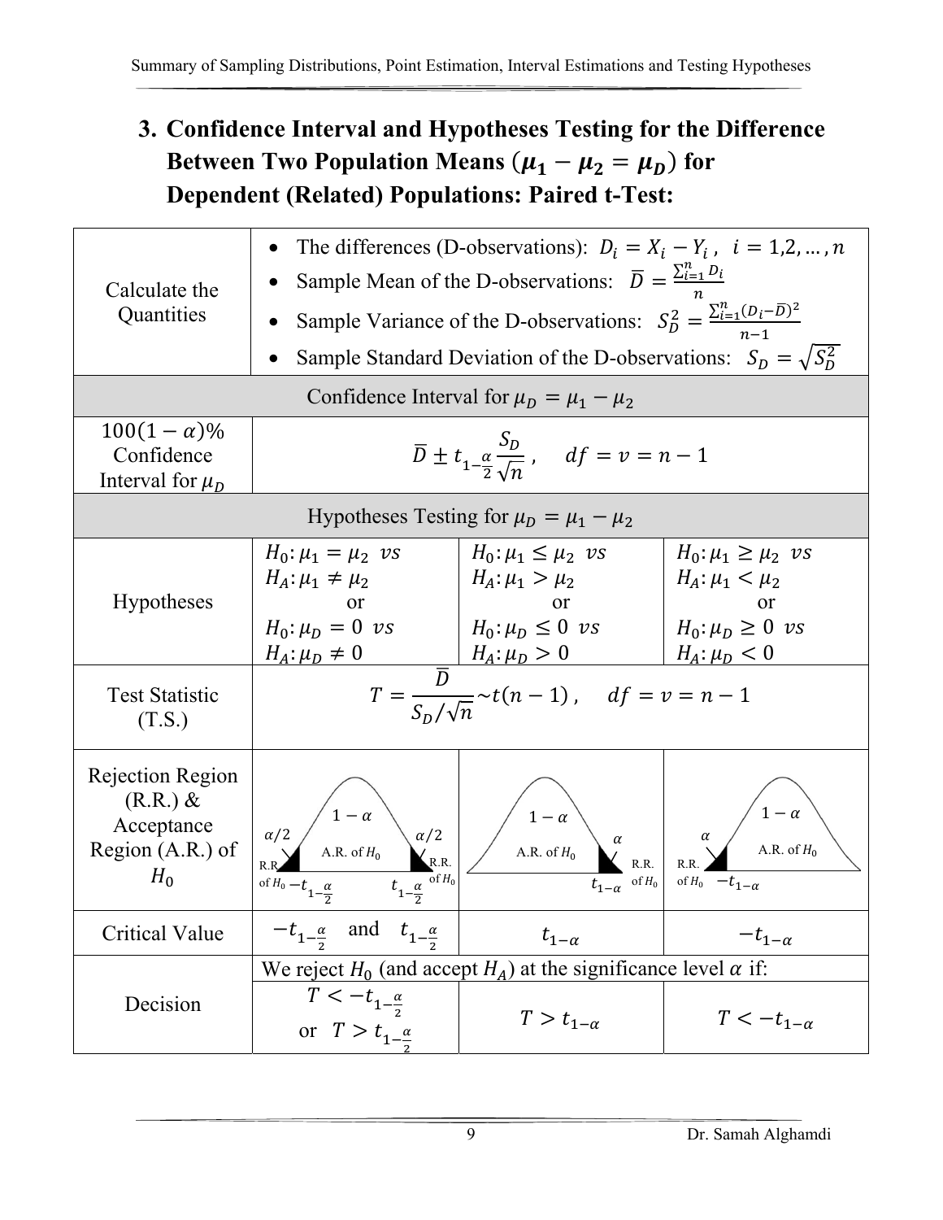# 3. Confidence Interval and Hypotheses Testing for the Difference Between Two Population Means $(\mu_1 - \mu_2 = \mu_D)$ for Dependent (Related) Populations: Paired t-Test:

| | | | |
|---|---|---|---|
| Calculate the Quantities | • The differences (D-observations): $D_i = X_i - Y_i\ ,\ \ i = 1,2,\dots,n$<br>• Sample Mean of the D-observations: $\overline{D} = \frac{\sum_{i=1}^{n} D_i}{n}$<br>• Sample Variance of the D-observations: $S_D^2 = \frac{\sum_{i=1}^{n}(D_i - \overline{D})^2}{n-1}$<br>• Sample Standard Deviation of the D-observations: $S_D = \sqrt{S_D^2}$ | | |
| Confidence Interval for $\mu_D = \mu_1 - \mu_2$ | | | |
| $100(1-\alpha)\%$ Confidence Interval for $\mu_D$ | $\overline{D} \pm t_{1-\frac{\alpha}{2}} \frac{S_D}{\sqrt{n}}\ , \quad df = v = n-1$ | | |
| Hypotheses Testing for $\mu_D = \mu_1 - \mu_2$ | | | |
| Hypotheses | $H_0: \mu_1 = \mu_2\ \ vs$<br>$H_A: \mu_1 \neq \mu_2$<br>or<br>$H_0: \mu_D = 0\ \ vs$<br>$H_A: \mu_D \neq 0$ | $H_0: \mu_1 \leq \mu_2\ \ vs$<br>$H_A: \mu_1 > \mu_2$<br>or<br>$H_0: \mu_D \leq 0\ \ vs$<br>$H_A: \mu_D > 0$ | $H_0: \mu_1 \geq \mu_2\ \ vs$<br>$H_A: \mu_1 < \mu_2$<br>or<br>$H_0: \mu_D \geq 0\ \ vs$<br>$H_A: \mu_D < 0$ |
| Test Statistic (T.S.) | $T = \frac{\overline{D}}{S_D/\sqrt{n}} \sim t(n-1)\ , \quad df = v = n-1$ | | |
| Rejection Region (R.R.) & Acceptance Region (A.R.) of $H_0$ | R.R. of $H_0$ ($\alpha/2$): below $-t_{1-\frac{\alpha}{2}}$; A.R. of $H_0$ ($1-\alpha$); R.R. of $H_0$ ($\alpha/2$): above $t_{1-\frac{\alpha}{2}}$ | A.R. of $H_0$ ($1-\alpha$); R.R. of $H_0$ ($\alpha$): above $t_{1-\alpha}$ | R.R. of $H_0$ ($\alpha$): below $-t_{1-\alpha}$; A.R. of $H_0$ ($1-\alpha$) |
| Critical Value | $-t_{1-\frac{\alpha}{2}}$ and $t_{1-\frac{\alpha}{2}}$ | $t_{1-\alpha}$ | $-t_{1-\alpha}$ |
| Decision | We reject $H_0$ (and accept $H_A$) at the significance level $\alpha$ if: | | |
| | $T < -t_{1-\frac{\alpha}{2}}$<br>or $T > t_{1-\frac{\alpha}{2}}$ | $T > t_{1-\alpha}$ | $T < -t_{1-\alpha}$ |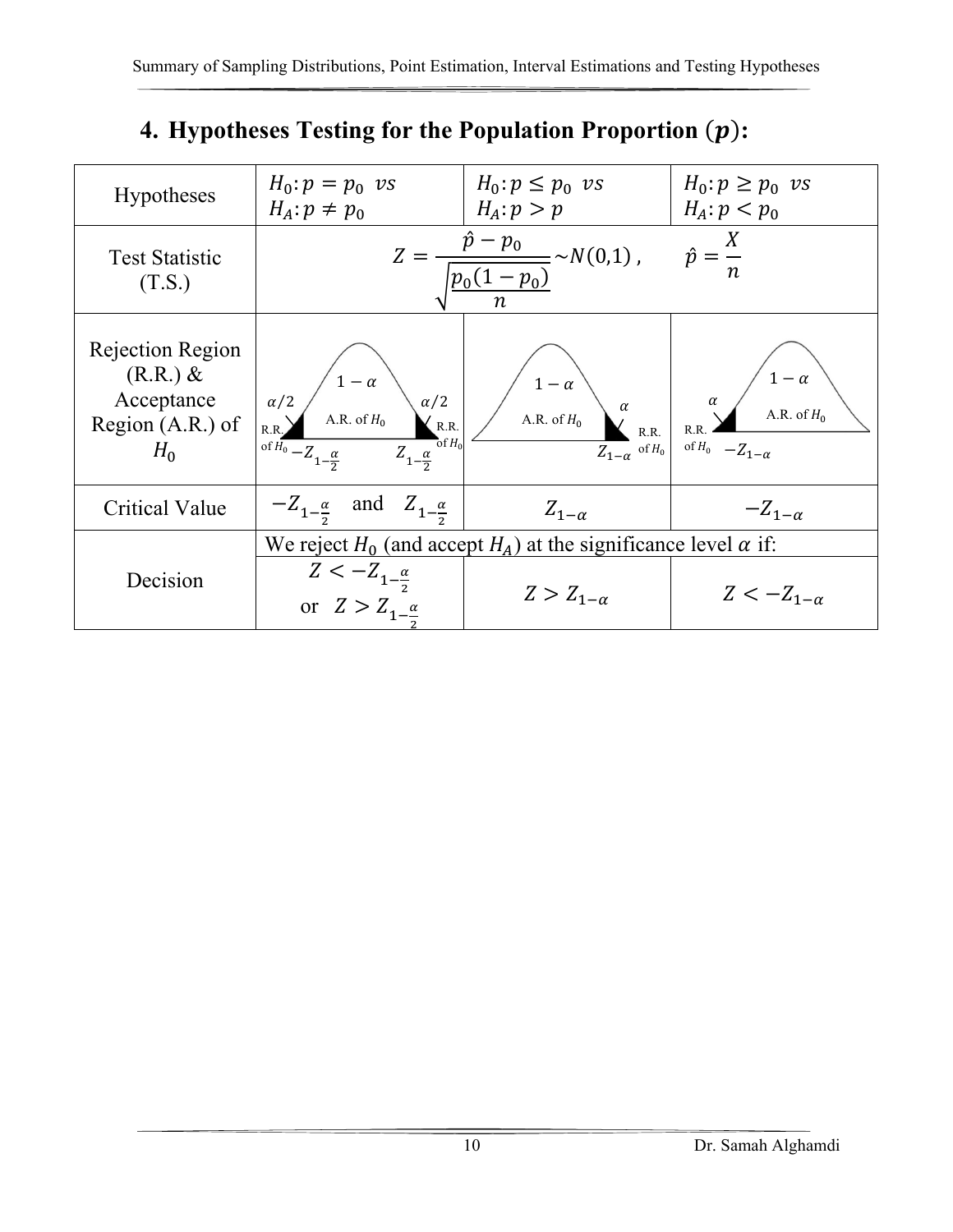## 4. Hypotheses Testing for the Population Proportion $(p)$:

| Hypotheses | $H_0: p = p_0$ vs $H_A: p \neq p_0$ | $H_0: p \leq p_0$ vs $H_A: p > p$ | $H_0: p \geq p_0$ vs $H_A: p < p_0$ |
|---|---|---|---|
| Test Statistic (T.S.) | $Z = \frac{\hat{p} - p_0}{\sqrt{\frac{p_0(1-p_0)}{n}}} \sim N(0,1)$, $\hat{p} = \frac{X}{n}$ | | |
| Rejection Region (R.R.) & Acceptance Region (A.R.) of $H_0$ | $1-\alpha$; A.R. of $H_0$; $\alpha/2$ R.R. of $H_0$ at $-Z_{1-\frac{\alpha}{2}}$; $\alpha/2$ R.R. of $H_0$ at $Z_{1-\frac{\alpha}{2}}$ | $1-\alpha$; A.R. of $H_0$; $\alpha$ R.R. of $H_0$ at $Z_{1-\alpha}$ | $1-\alpha$; A.R. of $H_0$; $\alpha$ R.R. of $H_0$ at $-Z_{1-\alpha}$ |
| Critical Value | $-Z_{1-\frac{\alpha}{2}}$ and $Z_{1-\frac{\alpha}{2}}$ | $Z_{1-\alpha}$ | $-Z_{1-\alpha}$ |
| Decision | We reject $H_0$ (and accept $H_A$) at the significance level $\alpha$ if: | | |
| | $Z < -Z_{1-\frac{\alpha}{2}}$ or $Z > Z_{1-\frac{\alpha}{2}}$ | $Z > Z_{1-\alpha}$ | $Z < -Z_{1-\alpha}$ |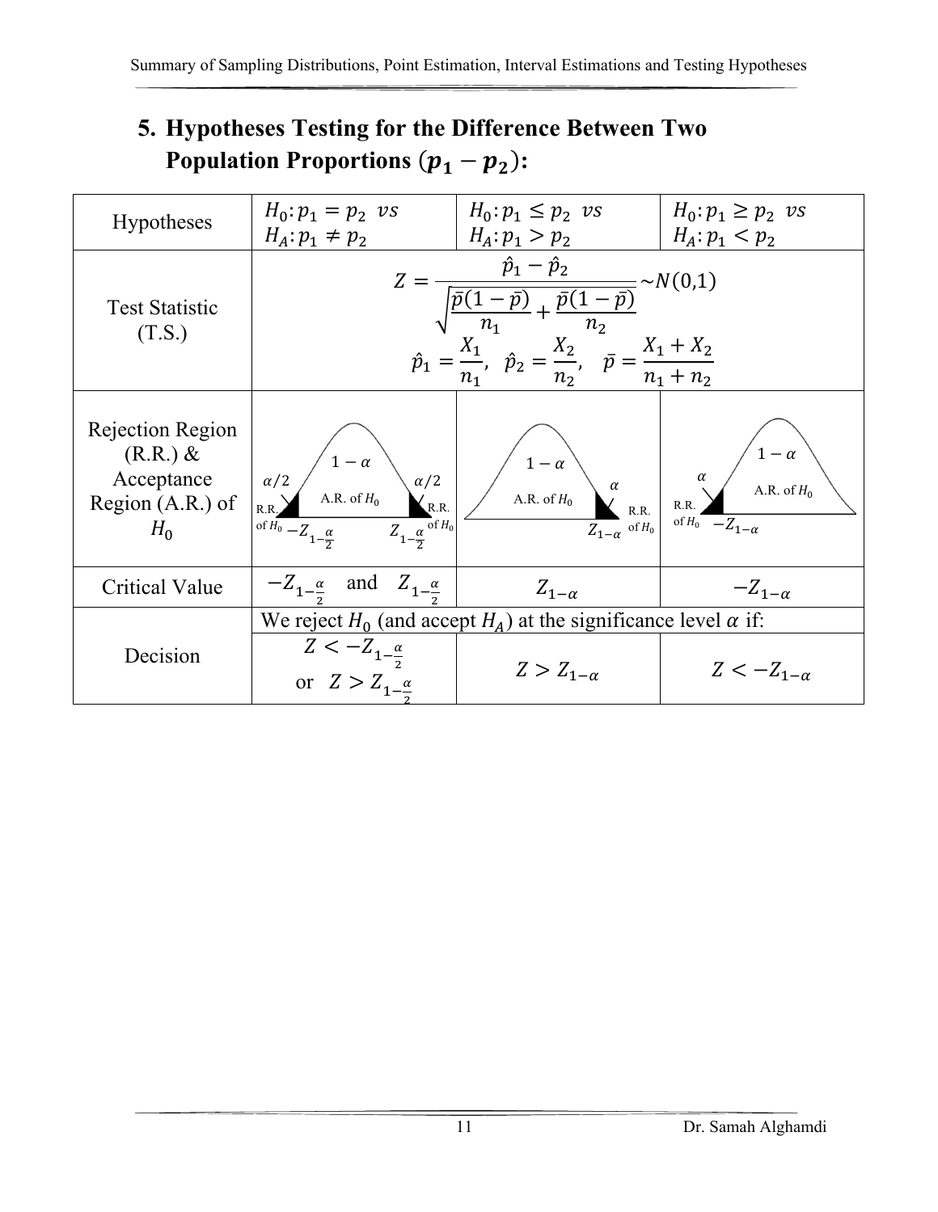## 5. Hypotheses Testing for the Difference Between Two Population Proportions $(p_1 - p_2)$:

| | | | |
|---|---|---|---|
| Hypotheses | $H_0: p_1 = p_2$ vs $H_A: p_1 \neq p_2$ | $H_0: p_1 \leq p_2$ vs $H_A: p_1 > p_2$ | $H_0: p_1 \geq p_2$ vs $H_A: p_1 < p_2$ |
| Test Statistic (T.S.) | $Z = \dfrac{\hat{p}_1 - \hat{p}_2}{\sqrt{\dfrac{\bar{p}(1-\bar{p})}{n_1} + \dfrac{\bar{p}(1-\bar{p})}{n_2}}} \sim N(0,1)$ <br> $\hat{p}_1 = \dfrac{X_1}{n_1}, \ \hat{p}_2 = \dfrac{X_2}{n_2}, \ \bar{p} = \dfrac{X_1 + X_2}{n_1 + n_2}$ | | |
| Rejection Region (R.R.) & Acceptance Region (A.R.) of $H_0$ | $1-\alpha$; $\alpha/2$; $\alpha/2$; A.R. of $H_0$; R.R. of $H_0$; R.R. of $H_0$; $-Z_{1-\frac{\alpha}{2}}$; $Z_{1-\frac{\alpha}{2}}$ | $1-\alpha$; $\alpha$; A.R. of $H_0$; R.R. of $H_0$; $Z_{1-\alpha}$ | $1-\alpha$; $\alpha$; A.R. of $H_0$; R.R. of $H_0$; $-Z_{1-\alpha}$ |
| Critical Value | $-Z_{1-\frac{\alpha}{2}}$ and $Z_{1-\frac{\alpha}{2}}$ | $Z_{1-\alpha}$ | $-Z_{1-\alpha}$ |
| Decision | We reject $H_0$ (and accept $H_A$) at the significance level $\alpha$ if: | | |
| | $Z < -Z_{1-\frac{\alpha}{2}}$ or $Z > Z_{1-\frac{\alpha}{2}}$ | $Z > Z_{1-\alpha}$ | $Z < -Z_{1-\alpha}$ |